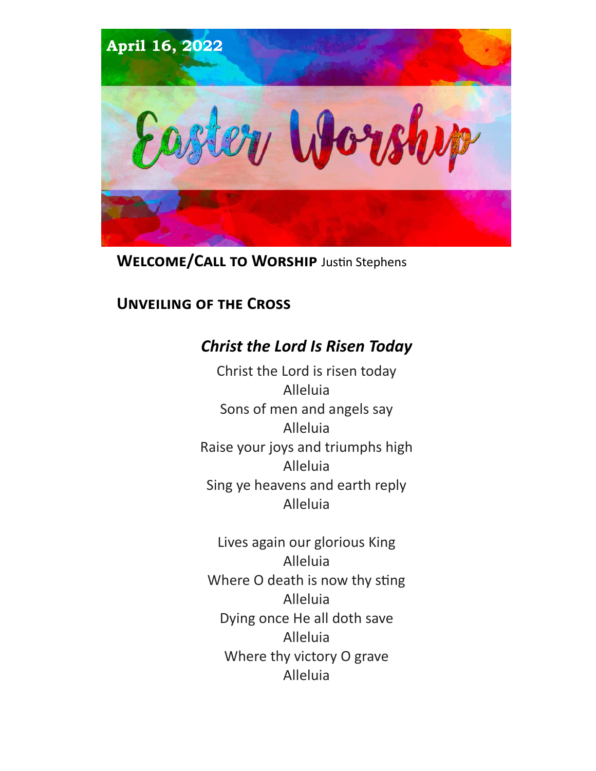April 16, 2022

# Easter Worship

**Welcome/Call to Worship** Justin Stephens

**Unveiling of the Cross**

### *Christ the Lord Is Risen Today*

Christ the Lord is risen today
Alleluia
Sons of men and angels say
Alleluia
Raise your joys and triumphs high
Alleluia
Sing ye heavens and earth reply
Alleluia

Lives again our glorious King
Alleluia
Where O death is now thy sting
Alleluia
Dying once He all doth save
Alleluia
Where thy victory O grave
Alleluia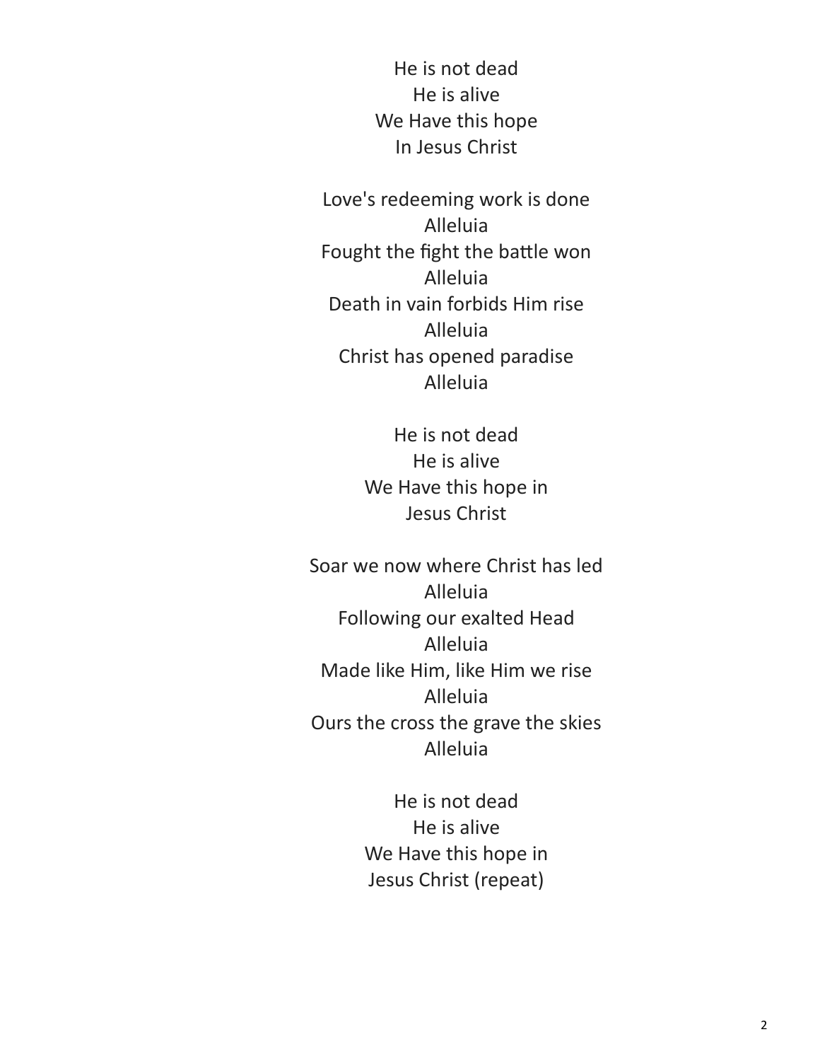He is not dead
He is alive
We Have this hope
In Jesus Christ

Love's redeeming work is done
Alleluia
Fought the fight the battle won
Alleluia
Death in vain forbids Him rise
Alleluia
Christ has opened paradise
Alleluia

He is not dead
He is alive
We Have this hope in
Jesus Christ

Soar we now where Christ has led
Alleluia
Following our exalted Head
Alleluia
Made like Him, like Him we rise
Alleluia
Ours the cross the grave the skies
Alleluia

He is not dead
He is alive
We Have this hope in
Jesus Christ (repeat)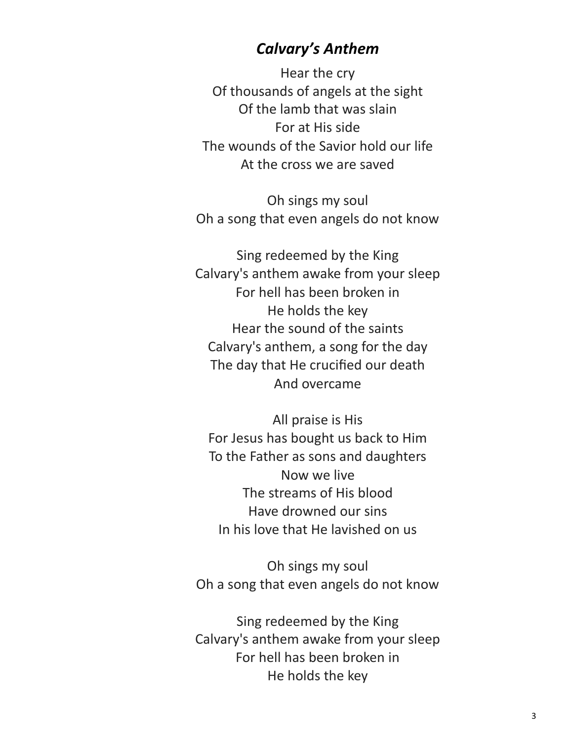## *Calvary's Anthem*

Hear the cry
Of thousands of angels at the sight
Of the lamb that was slain
For at His side
The wounds of the Savior hold our life
At the cross we are saved

Oh sings my soul
Oh a song that even angels do not know

Sing redeemed by the King
Calvary's anthem awake from your sleep
For hell has been broken in
He holds the key
Hear the sound of the saints
Calvary's anthem, a song for the day
The day that He crucified our death
And overcame

All praise is His
For Jesus has bought us back to Him
To the Father as sons and daughters
Now we live
The streams of His blood
Have drowned our sins
In his love that He lavished on us

Oh sings my soul
Oh a song that even angels do not know

Sing redeemed by the King
Calvary's anthem awake from your sleep
For hell has been broken in
He holds the key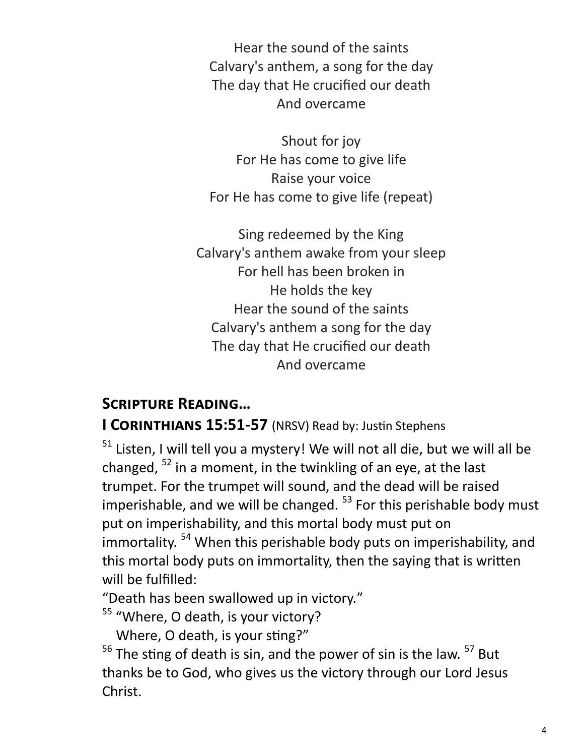Hear the sound of the saints  
Calvary's anthem, a song for the day  
The day that He crucified our death  
And overcame

Shout for joy  
For He has come to give life  
Raise your voice  
For He has come to give life (repeat)

Sing redeemed by the King  
Calvary's anthem awake from your sleep  
For hell has been broken in  
He holds the key  
Hear the sound of the saints  
Calvary's anthem a song for the day  
The day that He crucified our death  
And overcame

## Scripture Reading…

**I Corinthians 15:51-57** (NRSV) Read by: Justin Stephens

[51] Listen, I will tell you a mystery! We will not all die, but we will all be changed, [52] in a moment, in the twinkling of an eye, at the last trumpet. For the trumpet will sound, and the dead will be raised imperishable, and we will be changed. [53] For this perishable body must put on imperishability, and this mortal body must put on immortality. [54] When this perishable body puts on imperishability, and this mortal body puts on immortality, then the saying that is written will be fulfilled:  
"Death has been swallowed up in victory."  
[55] "Where, O death, is your victory?  
Where, O death, is your sting?"  
[56] The sting of death is sin, and the power of sin is the law. [57] But thanks be to God, who gives us the victory through our Lord Jesus Christ.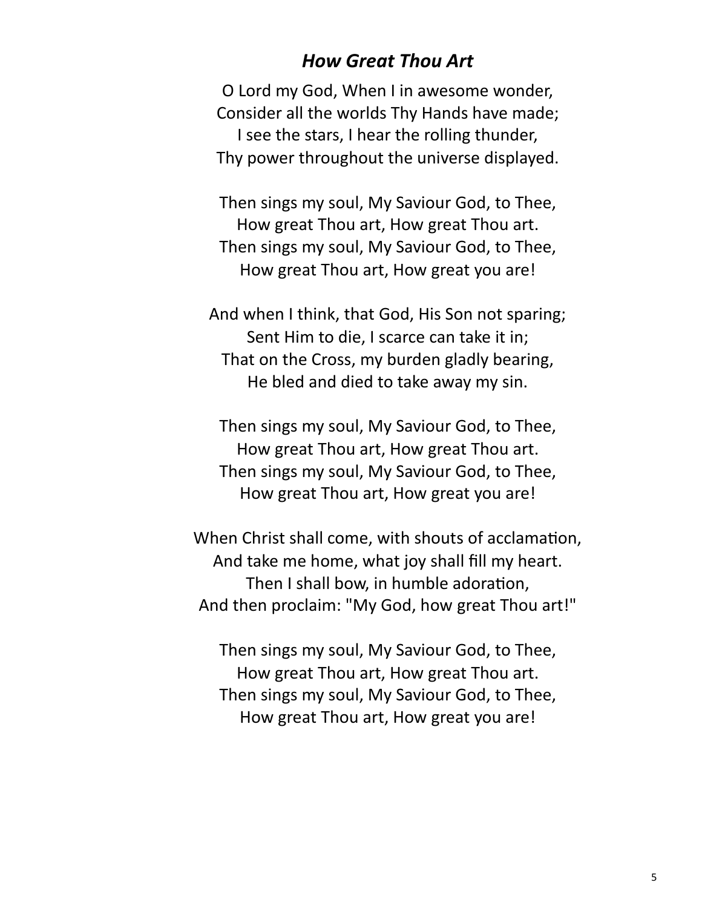## *How Great Thou Art*

O Lord my God, When I in awesome wonder,
Consider all the worlds Thy Hands have made;
I see the stars, I hear the rolling thunder,
Thy power throughout the universe displayed.

Then sings my soul, My Saviour God, to Thee,
How great Thou art, How great Thou art.
Then sings my soul, My Saviour God, to Thee,
How great Thou art, How great you are!

And when I think, that God, His Son not sparing;
Sent Him to die, I scarce can take it in;
That on the Cross, my burden gladly bearing,
He bled and died to take away my sin.

Then sings my soul, My Saviour God, to Thee,
How great Thou art, How great Thou art.
Then sings my soul, My Saviour God, to Thee,
How great Thou art, How great you are!

When Christ shall come, with shouts of acclamation,
And take me home, what joy shall fill my heart.
Then I shall bow, in humble adoration,
And then proclaim: "My God, how great Thou art!"

Then sings my soul, My Saviour God, to Thee,
How great Thou art, How great Thou art.
Then sings my soul, My Saviour God, to Thee,
How great Thou art, How great you are!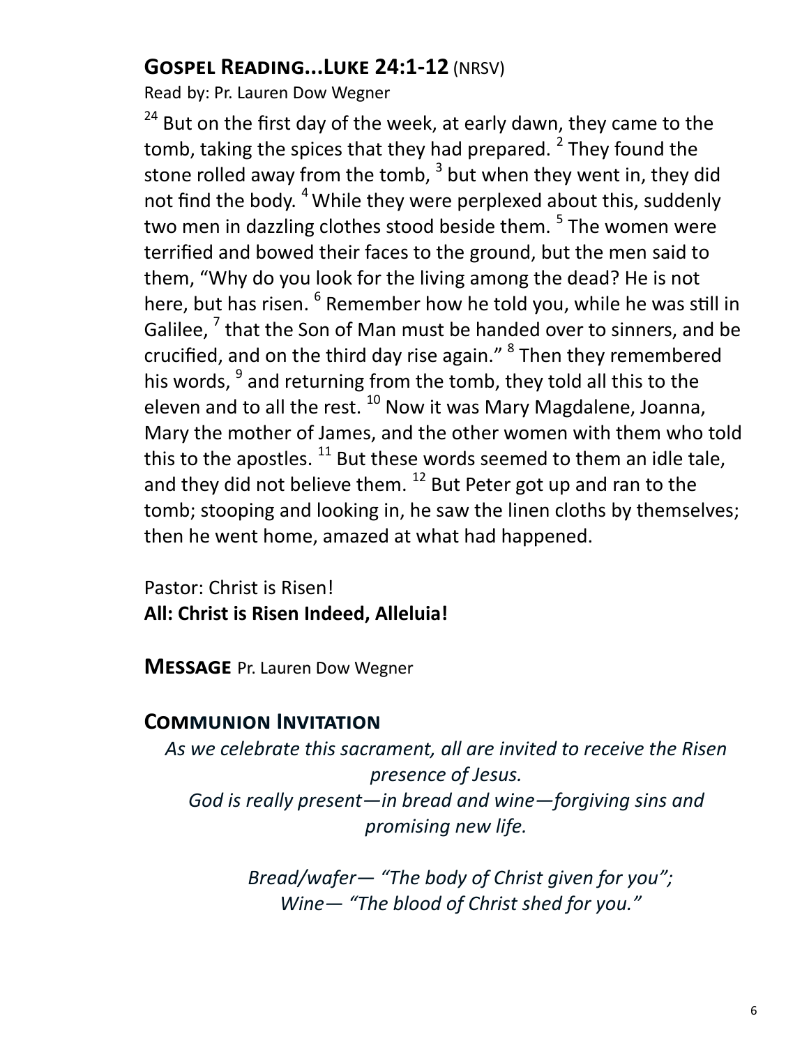## Gospel Reading...Luke 24:1-12 (NRSV)

Read by: Pr. Lauren Dow Wegner

[24] But on the first day of the week, at early dawn, they came to the tomb, taking the spices that they had prepared. [2] They found the stone rolled away from the tomb, [3] but when they went in, they did not find the body. [4] While they were perplexed about this, suddenly two men in dazzling clothes stood beside them. [5] The women were terrified and bowed their faces to the ground, but the men said to them, “Why do you look for the living among the dead? He is not here, but has risen. [6] Remember how he told you, while he was still in Galilee, [7] that the Son of Man must be handed over to sinners, and be crucified, and on the third day rise again.” [8] Then they remembered his words, [9] and returning from the tomb, they told all this to the eleven and to all the rest. [10] Now it was Mary Magdalene, Joanna, Mary the mother of James, and the other women with them who told this to the apostles. [11] But these words seemed to them an idle tale, and they did not believe them. [12] But Peter got up and ran to the tomb; stooping and looking in, he saw the linen cloths by themselves; then he went home, amazed at what had happened.

Pastor: Christ is Risen!
**All: Christ is Risen Indeed, Alleluia!**

**Message** Pr. Lauren Dow Wegner

## Communion Invitation

*As we celebrate this sacrament, all are invited to receive the Risen presence of Jesus.*
*God is really present—in bread and wine—forgiving sins and promising new life.*

*Bread/wafer— “The body of Christ given for you”;*
*Wine— “The blood of Christ shed for you.”*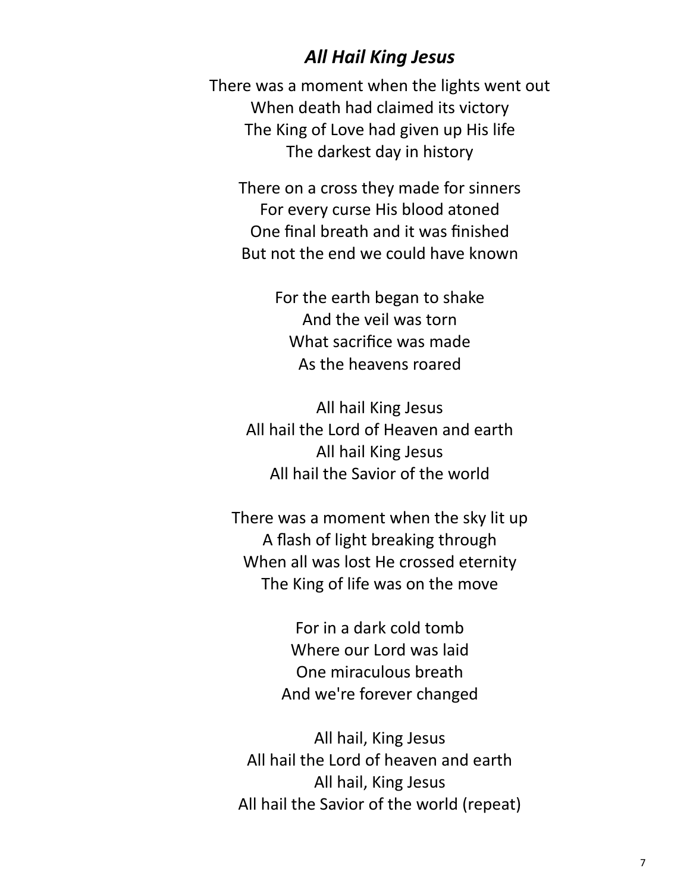## *All Hail King Jesus*

There was a moment when the lights went out
When death had claimed its victory
The King of Love had given up His life
The darkest day in history

There on a cross they made for sinners
For every curse His blood atoned
One final breath and it was finished
But not the end we could have known

For the earth began to shake
And the veil was torn
What sacrifice was made
As the heavens roared

All hail King Jesus
All hail the Lord of Heaven and earth
All hail King Jesus
All hail the Savior of the world

There was a moment when the sky lit up
A flash of light breaking through
When all was lost He crossed eternity
The King of life was on the move

For in a dark cold tomb
Where our Lord was laid
One miraculous breath
And we're forever changed

All hail, King Jesus
All hail the Lord of heaven and earth
All hail, King Jesus
All hail the Savior of the world (repeat)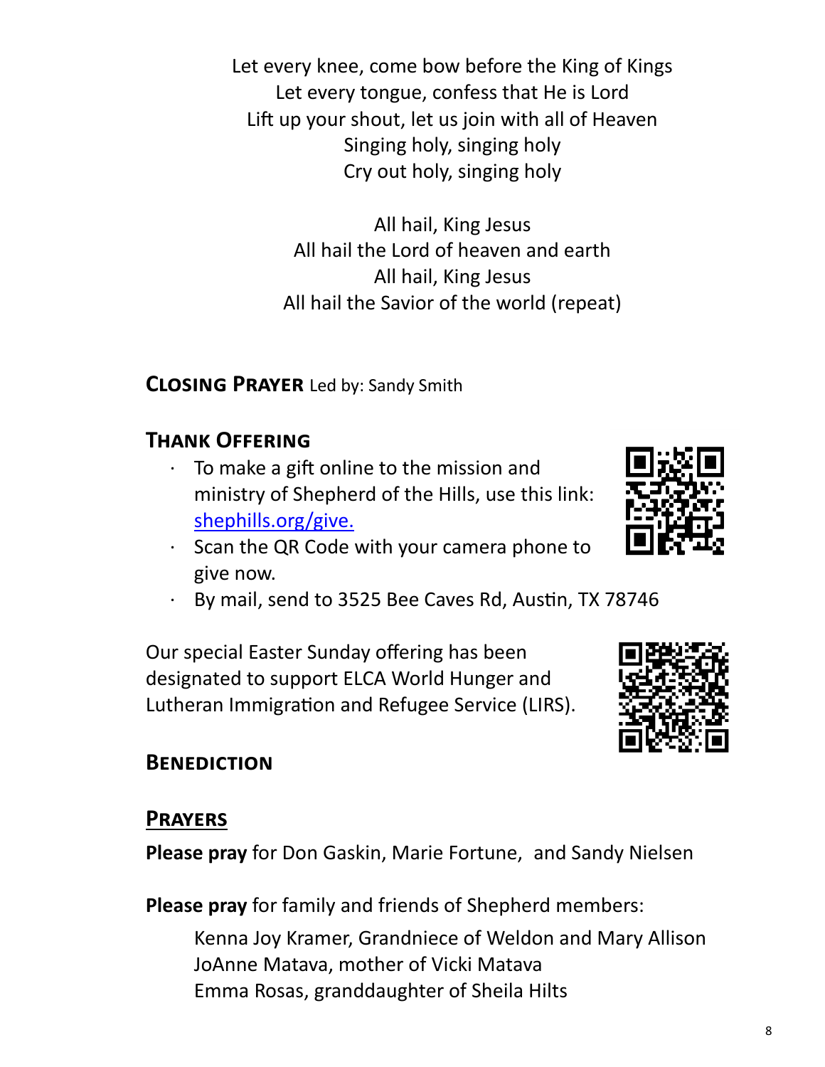Let every knee, come bow before the King of Kings
Let every tongue, confess that He is Lord
Lift up your shout, let us join with all of Heaven
Singing holy, singing holy
Cry out holy, singing holy

All hail, King Jesus
All hail the Lord of heaven and earth
All hail, King Jesus
All hail the Savior of the world (repeat)

## **Closing Prayer** Led by: Sandy Smith

## Thank Offering

- To make a gift online to the mission and ministry of Shepherd of the Hills, use this link: [shephills.org/give.](https://shephills.org/give)
- Scan the QR Code with your camera phone to give now.
- By mail, send to 3525 Bee Caves Rd, Austin, TX 78746

Our special Easter Sunday offering has been designated to support ELCA World Hunger and Lutheran Immigration and Refugee Service (LIRS).

## Benediction

## Prayers

**Please pray** for Don Gaskin, Marie Fortune, and Sandy Nielsen

**Please pray** for family and friends of Shepherd members:

Kenna Joy Kramer, Grandniece of Weldon and Mary Allison
JoAnne Matava, mother of Vicki Matava
Emma Rosas, granddaughter of Sheila Hilts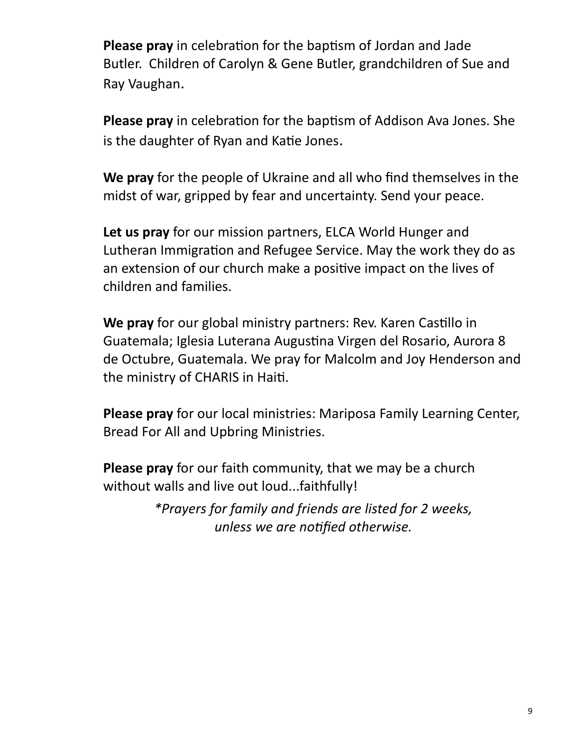**Please pray** in celebration for the baptism of Jordan and Jade Butler. Children of Carolyn & Gene Butler, grandchildren of Sue and Ray Vaughan.

**Please pray** in celebration for the baptism of Addison Ava Jones. She is the daughter of Ryan and Katie Jones.

**We pray** for the people of Ukraine and all who find themselves in the midst of war, gripped by fear and uncertainty. Send your peace.

**Let us pray** for our mission partners, ELCA World Hunger and Lutheran Immigration and Refugee Service. May the work they do as an extension of our church make a positive impact on the lives of children and families.

**We pray** for our global ministry partners: Rev. Karen Castillo in Guatemala; Iglesia Luterana Augustina Virgen del Rosario, Aurora 8 de Octubre, Guatemala. We pray for Malcolm and Joy Henderson and the ministry of CHARIS in Haiti.

**Please pray** for our local ministries: Mariposa Family Learning Center, Bread For All and Upbring Ministries.

**Please pray** for our faith community, that we may be a church without walls and live out loud...faithfully!

*\*Prayers for family and friends are listed for 2 weeks, unless we are notified otherwise.*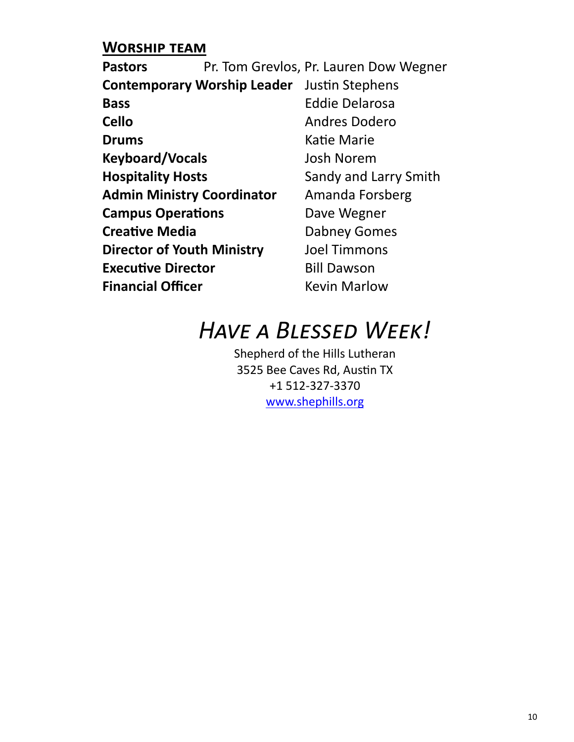## Worship team

**Pastors** Pr. Tom Grevlos, Pr. Lauren Dow Wegner
**Contemporary Worship Leader** Justin Stephens
**Bass** Eddie Delarosa
**Cello** Andres Dodero
**Drums** Katie Marie
**Keyboard/Vocals** Josh Norem
**Hospitality Hosts** Sandy and Larry Smith
**Admin Ministry Coordinator** Amanda Forsberg
**Campus Operations** Dave Wegner
**Creative Media** Dabney Gomes
**Director of Youth Ministry** Joel Timmons
**Executive Director** Bill Dawson
**Financial Officer** Kevin Marlow

# *Have a Blessed Week!*

Shepherd of the Hills Lutheran
3525 Bee Caves Rd, Austin TX
+1 512-327-3370
www.shephills.org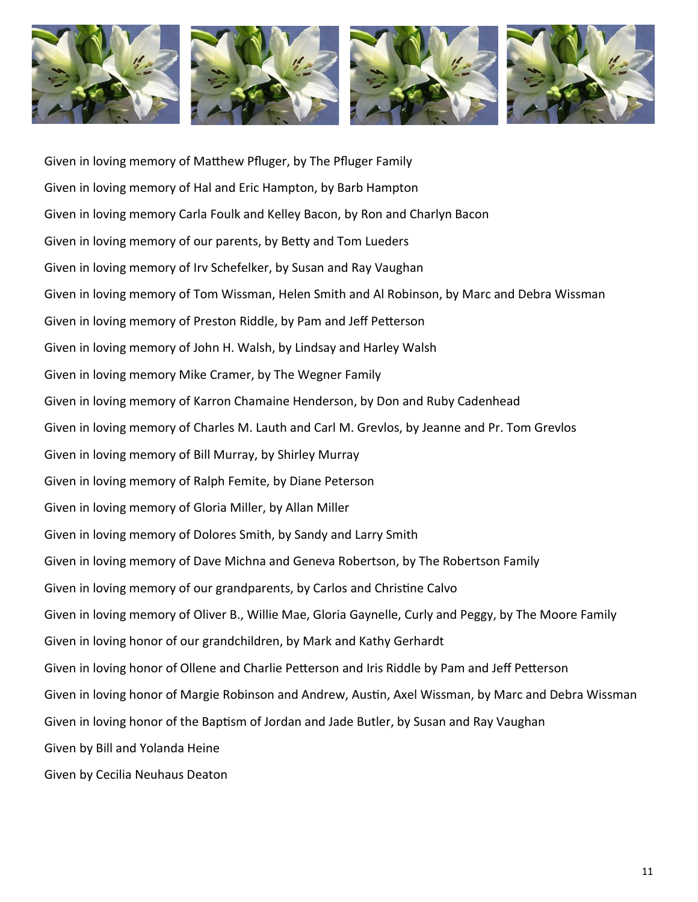Given in loving memory of Matthew Pfluger, by The Pfluger Family

Given in loving memory of Hal and Eric Hampton, by Barb Hampton

Given in loving memory Carla Foulk and Kelley Bacon, by Ron and Charlyn Bacon

Given in loving memory of our parents, by Betty and Tom Lueders

Given in loving memory of Irv Schefelker, by Susan and Ray Vaughan

Given in loving memory of Tom Wissman, Helen Smith and Al Robinson, by Marc and Debra Wissman

Given in loving memory of Preston Riddle, by Pam and Jeff Petterson

Given in loving memory of John H. Walsh, by Lindsay and Harley Walsh

Given in loving memory Mike Cramer, by The Wegner Family

Given in loving memory of Karron Chamaine Henderson, by Don and Ruby Cadenhead

Given in loving memory of Charles M. Lauth and Carl M. Grevlos, by Jeanne and Pr. Tom Grevlos

Given in loving memory of Bill Murray, by Shirley Murray

Given in loving memory of Ralph Femite, by Diane Peterson

Given in loving memory of Gloria Miller, by Allan Miller

Given in loving memory of Dolores Smith, by Sandy and Larry Smith

Given in loving memory of Dave Michna and Geneva Robertson, by The Robertson Family

Given in loving memory of our grandparents, by Carlos and Christine Calvo

Given in loving memory of Oliver B., Willie Mae, Gloria Gaynelle, Curly and Peggy, by The Moore Family

Given in loving honor of our grandchildren, by Mark and Kathy Gerhardt

Given in loving honor of Ollene and Charlie Petterson and Iris Riddle by Pam and Jeff Petterson

Given in loving honor of Margie Robinson and Andrew, Austin, Axel Wissman, by Marc and Debra Wissman

Given in loving honor of the Baptism of Jordan and Jade Butler, by Susan and Ray Vaughan

Given by Bill and Yolanda Heine

Given by Cecilia Neuhaus Deaton